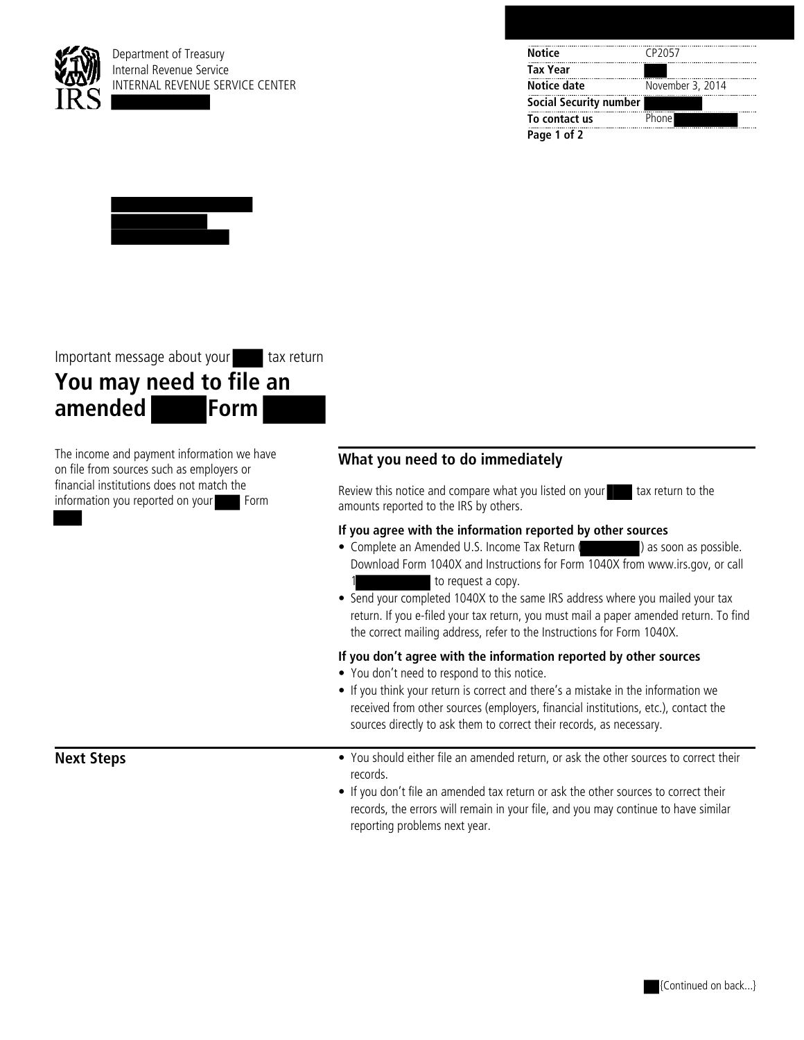Department of Treasury
Internal Revenue Service
INTERNAL REVENUE SERVICE CENTER

| Notice | CP2057 |
| --- | --- |
| Tax Year | |
| Notice date | November 3, 2014 |
| Social Security number | |
| To contact us | Phone |

Important message about your tax return

# You may need to file an amended Form

The income and payment information we have on file from sources such as employers or financial institutions does not match the information you reported on your Form

## What you need to do immediately

Review this notice and compare what you listed on your tax return to the amounts reported to the IRS by others.

**If you agree with the information reported by other sources**

- Complete an Amended U.S. Income Tax Return ( ) as soon as possible. Download Form 1040X and Instructions for Form 1040X from www.irs.gov, or call 1 to request a copy.
- Send your completed 1040X to the same IRS address where you mailed your tax return. If you e-filed your tax return, you must mail a paper amended return. To find the correct mailing address, refer to the Instructions for Form 1040X.

**If you don't agree with the information reported by other sources**

- You don't need to respond to this notice.
- If you think your return is correct and there's a mistake in the information we received from other sources (employers, financial institutions, etc.), contact the sources directly to ask them to correct their records, as necessary.

## Next Steps

- You should either file an amended return, or ask the other sources to correct their records.
- If you don't file an amended tax return or ask the other sources to correct their records, the errors will remain in your file, and you may continue to have similar reporting problems next year.

{Continued on back...}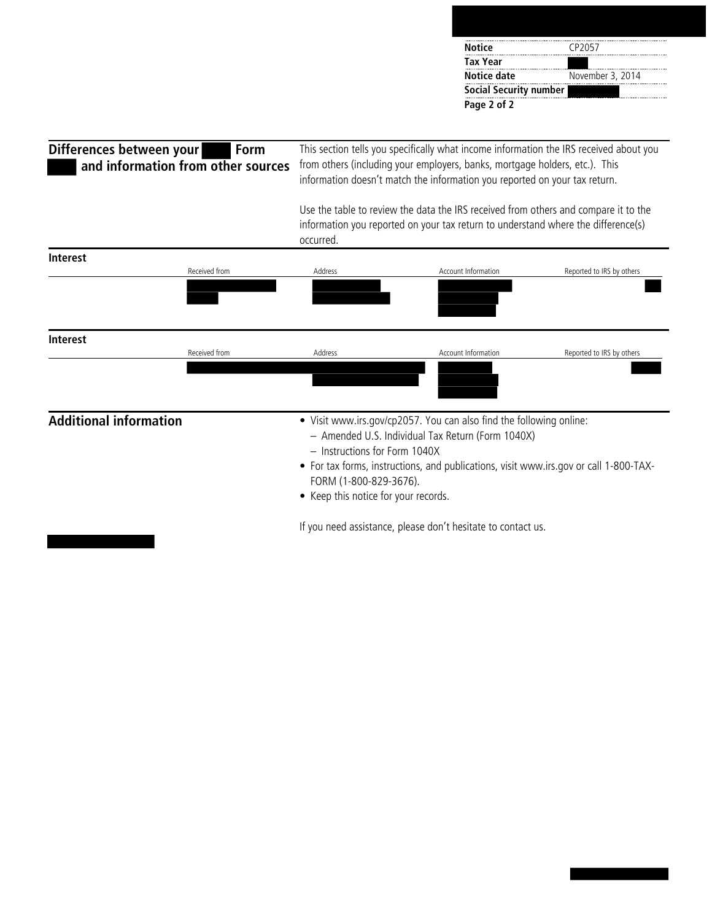| | |
|---|---|
| Notice | CP2057 |
| Tax Year | |
| Notice date | November 3, 2014 |
| Social Security number | |

## Differences between your Form and information from other sources

This section tells you specifically what income information the IRS received about you from others (including your employers, banks, mortgage holders, etc.). This information doesn't match the information you reported on your tax return.

Use the table to review the data the IRS received from others and compare it to the information you reported on your tax return to understand where the difference(s) occurred.

### Interest

| Received from | Address | Account Information | Reported to IRS by others |
|---|---|---|---|
| | | | |

### Interest

| Received from | Address | Account Information | Reported to IRS by others |
|---|---|---|---|
| | | | |

## Additional information

- Visit www.irs.gov/cp2057. You can also find the following online:
  - Amended U.S. Individual Tax Return (Form 1040X)
  - Instructions for Form 1040X
- For tax forms, instructions, and publications, visit www.irs.gov or call 1-800-TAX-FORM (1-800-829-3676).
- Keep this notice for your records.

If you need assistance, please don't hesitate to contact us.